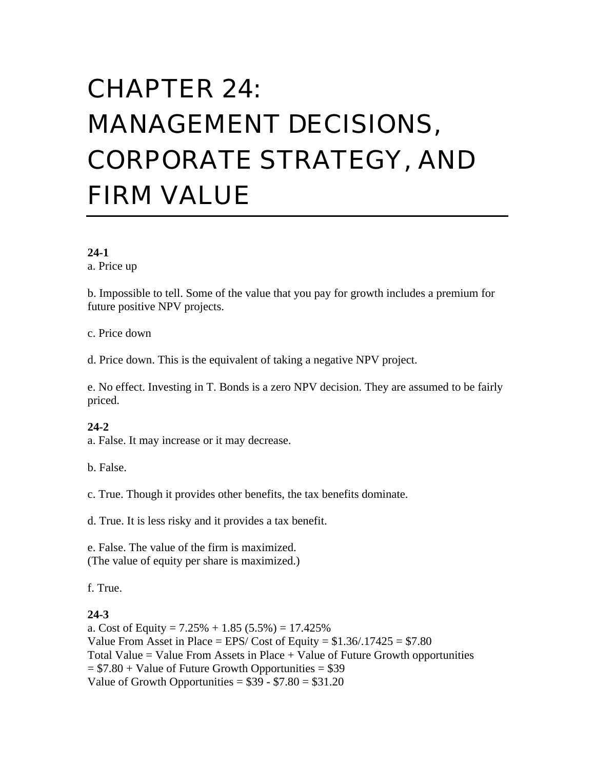# CHAPTER 24: MANAGEMENT DECISIONS, CORPORATE STRATEGY, AND FIRM VALUE

**24-1**

a. Price up

b. Impossible to tell. Some of the value that you pay for growth includes a premium for future positive NPV projects.

c. Price down

d. Price down. This is the equivalent of taking a negative NPV project.

e. No effect. Investing in T. Bonds is a zero NPV decision. They are assumed to be fairly priced.

**24-2**

a. False. It may increase or it may decrease.

b. False.

c. True. Though it provides other benefits, the tax benefits dominate.

d. True. It is less risky and it provides a tax benefit.

e. False. The value of the firm is maximized.
(The value of equity per share is maximized.)

f. True.

**24-3**

a. Cost of Equity = 7.25% + 1.85 (5.5%) = 17.425%
Value From Asset in Place = EPS/ Cost of Equity = $1.36/.17425 = $7.80
Total Value = Value From Assets in Place + Value of Future Growth opportunities
= $7.80 + Value of Future Growth Opportunities = $39
Value of Growth Opportunities = $39 - $7.80 = $31.20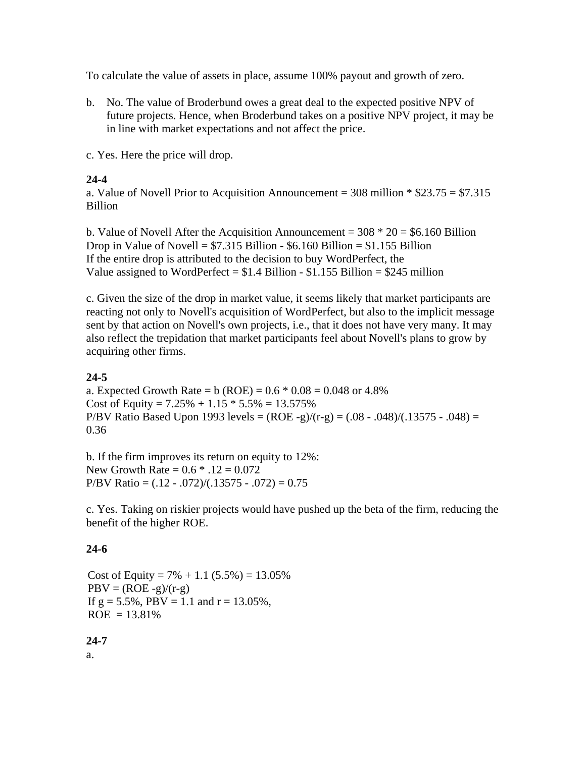To calculate the value of assets in place, assume 100% payout and growth of zero.

b. No. The value of Broderbund owes a great deal to the expected positive NPV of future projects. Hence, when Broderbund takes on a positive NPV project, it may be in line with market expectations and not affect the price.

c. Yes. Here the price will drop.

**24-4**

a. Value of Novell Prior to Acquisition Announcement = 308 million * \$23.75 = \$7.315 Billion

b. Value of Novell After the Acquisition Announcement = 308 * 20 = \$6.160 Billion
Drop in Value of Novell = \$7.315 Billion - \$6.160 Billion = \$1.155 Billion
If the entire drop is attributed to the decision to buy WordPerfect, the
Value assigned to WordPerfect = \$1.4 Billion - \$1.155 Billion = \$245 million

c. Given the size of the drop in market value, it seems likely that market participants are reacting not only to Novell's acquisition of WordPerfect, but also to the implicit message sent by that action on Novell's own projects, i.e., that it does not have very many. It may also reflect the trepidation that market participants feel about Novell's plans to grow by acquiring other firms.

**24-5**

a. Expected Growth Rate = b (ROE) = 0.6 * 0.08 = 0.048 or 4.8%
Cost of Equity = 7.25% + 1.15 * 5.5% = 13.575%
P/BV Ratio Based Upon 1993 levels = (ROE -g)/(r-g) = (.08 - .048)/(.13575 - .048) = 0.36

b. If the firm improves its return on equity to 12%:
New Growth Rate = 0.6 * .12 = 0.072
P/BV Ratio = (.12 - .072)/(.13575 - .072) = 0.75

c. Yes. Taking on riskier projects would have pushed up the beta of the firm, reducing the benefit of the higher ROE.

**24-6**

Cost of Equity = 7% + 1.1 (5.5%) = 13.05%
PBV = (ROE -g)/(r-g)
If g = 5.5%, PBV = 1.1 and r = 13.05%,
ROE = 13.81%

**24-7**

a.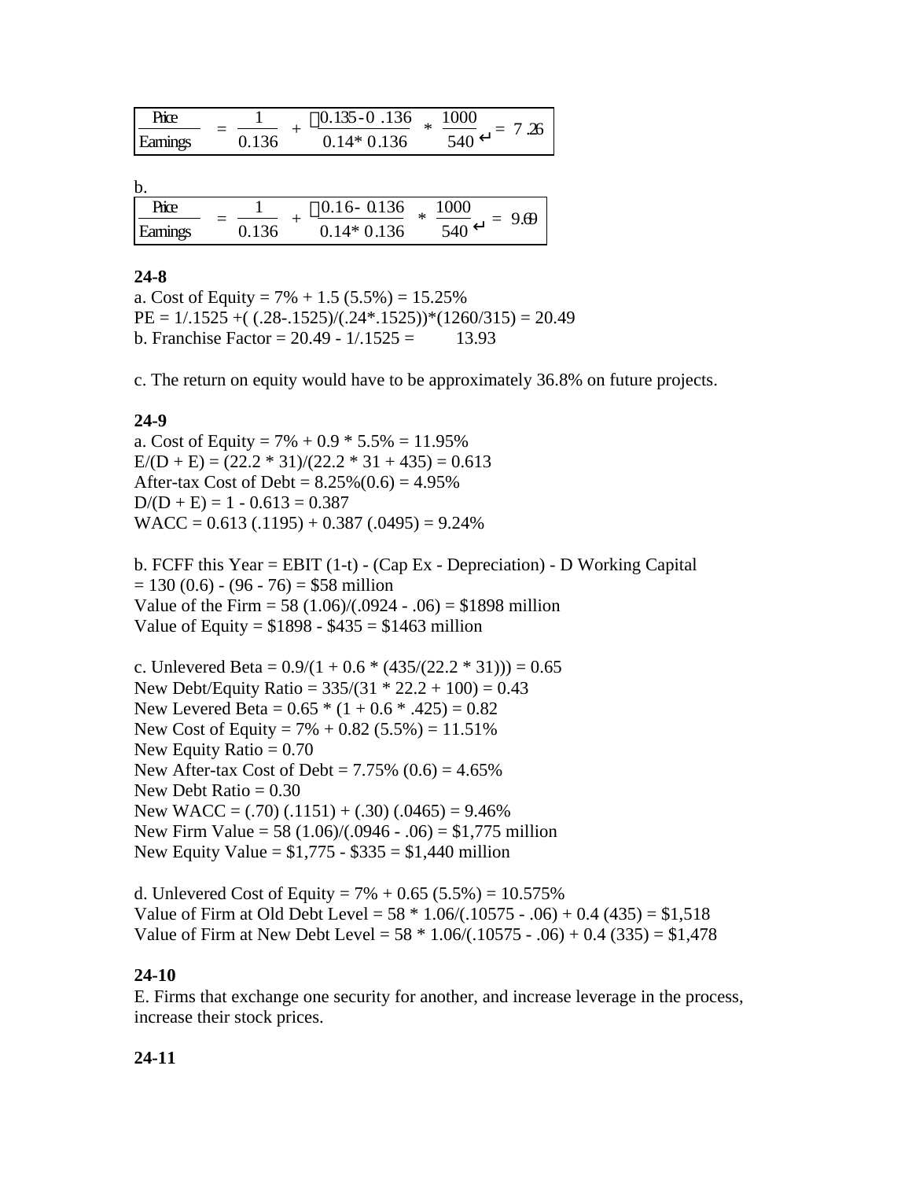$$\frac{\text{Price}}{\text{Earnings}} = \frac{1}{0.136} + \frac{0.135 - 0.136}{0.14 * 0.136} * \frac{1000}{540} = 7.26$$

b.

$$\frac{\text{Price}}{\text{Earnings}} = \frac{1}{0.136} + \frac{0.16 - 0.136}{0.14 * 0.136} * \frac{1000}{540} = 9.69$$

**24-8**

a. Cost of Equity = 7% + 1.5 (5.5%) = 15.25%
PE = 1/.1525 +( (.28-.1525)/(.24*.1525))*(1260/315) = 20.49
b. Franchise Factor = 20.49 - 1/.1525 = 13.93

c. The return on equity would have to be approximately 36.8% on future projects.

**24-9**

a. Cost of Equity = 7% + 0.9 * 5.5% = 11.95%
E/(D + E) = (22.2 * 31)/(22.2 * 31 + 435) = 0.613
After-tax Cost of Debt = 8.25%(0.6) = 4.95%
D/(D + E) = 1 - 0.613 = 0.387
WACC = 0.613 (.1195) + 0.387 (.0495) = 9.24%

b. FCFF this Year = EBIT (1-t) - (Cap Ex - Depreciation) - D Working Capital
= 130 (0.6) - (96 - 76) = $58 million
Value of the Firm = 58 (1.06)/(.0924 - .06) = $1898 million
Value of Equity = $1898 - $435 = $1463 million

c. Unlevered Beta = 0.9/(1 + 0.6 * (435/(22.2 * 31))) = 0.65
New Debt/Equity Ratio = 335/(31 * 22.2 + 100) = 0.43
New Levered Beta = 0.65 * (1 + 0.6 * .425) = 0.82
New Cost of Equity = 7% + 0.82 (5.5%) = 11.51%
New Equity Ratio = 0.70
New After-tax Cost of Debt = 7.75% (0.6) = 4.65%
New Debt Ratio = 0.30
New WACC = (.70) (.1151) + (.30) (.0465) = 9.46%
New Firm Value = 58 (1.06)/(.0946 - .06) = $1,775 million
New Equity Value = $1,775 - $335 = $1,440 million

d. Unlevered Cost of Equity = 7% + 0.65 (5.5%) = 10.575%
Value of Firm at Old Debt Level = 58 * 1.06/(.10575 - .06) + 0.4 (435) = $1,518
Value of Firm at New Debt Level = 58 * 1.06/(.10575 - .06) + 0.4 (335) = $1,478

**24-10**

E. Firms that exchange one security for another, and increase leverage in the process, increase their stock prices.

**24-11**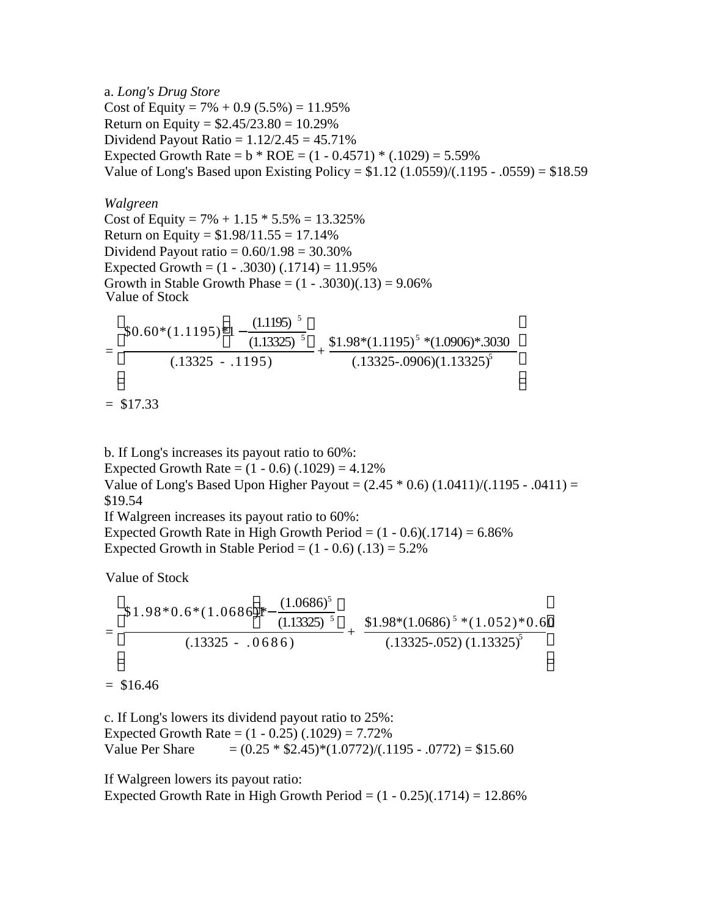a. *Long's Drug Store*
Cost of Equity = 7% + 0.9 (5.5%) = 11.95%
Return on Equity = $2.45/23.80 = 10.29%
Dividend Payout Ratio = 1.12/2.45 = 45.71%
Expected Growth Rate = b * ROE = (1 - 0.4571) * (.1029) = 5.59%
Value of Long's Based upon Existing Policy = $1.12 (1.0559)/(.1195 - .0559) = $18.59

*Walgreen*
Cost of Equity = 7% + 1.15 * 5.5% = 13.325%
Return on Equity = $1.98/11.55 = 17.14%
Dividend Payout ratio = 0.60/1.98 = 30.30%
Expected Growth = (1 - .3030) (.1714) = 11.95%
Growth in Stable Growth Phase = (1 - .3030)(.13) = 9.06%
Value of Stock

$$= \left[ \frac{\$0.60*(1.1195)*\left(1 - \frac{(1.1195)^5}{(1.13325)^5}\right)}{(.13325 - .1195)} + \frac{\$1.98*(1.1195)^5*(1.0906)*.3030}{(.13325-.0906)(1.13325)^5} \right]$$

= $17.33

b. If Long's increases its payout ratio to 60%:
Expected Growth Rate = (1 - 0.6) (.1029) = 4.12%
Value of Long's Based Upon Higher Payout = (2.45 * 0.6) (1.0411)/(.1195 - .0411) = $19.54
If Walgreen increases its payout ratio to 60%:
Expected Growth Rate in High Growth Period = (1 - 0.6)(.1714) = 6.86%
Expected Growth in Stable Period = (1 - 0.6) (.13) = 5.2%

Value of Stock

$$= \left[ \frac{\$1.98*0.6*(1.0686)*\left(1 - \frac{(1.0686)^5}{(1.13325)^5}\right)}{(.13325 - .0686)} + \frac{\$1.98*(1.0686)^5*(1.052)*0.60}{(.13325-.052)(1.13325)^5} \right]$$

= $16.46

c. If Long's lowers its dividend payout ratio to 25%:
Expected Growth Rate = (1 - 0.25) (.1029) = 7.72%
Value Per Share = (0.25 * $2.45)*(1.0772)/(.1195 - .0772) = $15.60

If Walgreen lowers its payout ratio:
Expected Growth Rate in High Growth Period = (1 - 0.25)(.1714) = 12.86%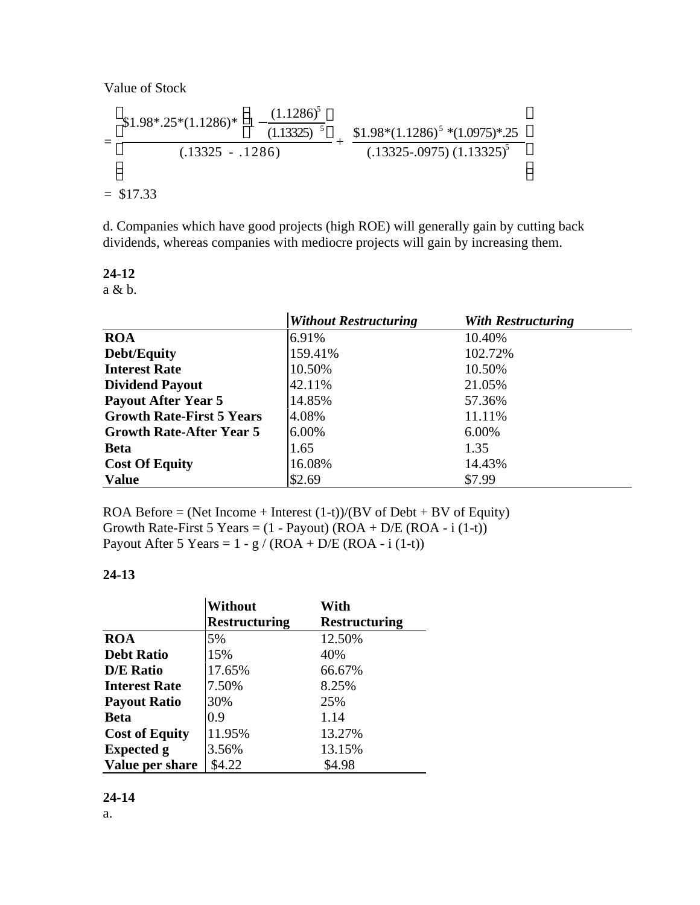Value of Stock

$$= \left[ \frac{\$1.98*.25*(1.1286)*\left(1-\frac{(1.1286)^5}{(1.13325)^5}\right)}{(.13325\ -\ .1286)} + \frac{\$1.98*(1.1286)^5*(1.0975)*.25}{(.13325-.0975)\ (1.13325)^5} \right]$$

$= \$17.33$

d. Companies which have good projects (high ROE) will generally gain by cutting back dividends, whereas companies with mediocre projects will gain by increasing them.

**24-12**

a & b.

| | *Without Restructuring* | *With Restructuring* |
|---|---|---|
| **ROA** | 6.91% | 10.40% |
| **Debt/Equity** | 159.41% | 102.72% |
| **Interest Rate** | 10.50% | 10.50% |
| **Dividend Payout** | 42.11% | 21.05% |
| **Payout After Year 5** | 14.85% | 57.36% |
| **Growth Rate-First 5 Years** | 4.08% | 11.11% |
| **Growth Rate-After Year 5** | 6.00% | 6.00% |
| **Beta** | 1.65 | 1.35 |
| **Cost Of Equity** | 16.08% | 14.43% |
| **Value** | \$2.69 | \$7.99 |

ROA Before = (Net Income + Interest (1-t))/(BV of Debt + BV of Equity)
Growth Rate-First 5 Years = (1 - Payout) (ROA + D/E (ROA - i (1-t))
Payout After 5 Years = 1 - g / (ROA + D/E (ROA - i (1-t))

**24-13**

| | **Without Restructuring** | **With Restructuring** |
|---|---|---|
| **ROA** | 5% | 12.50% |
| **Debt Ratio** | 15% | 40% |
| **D/E Ratio** | 17.65% | 66.67% |
| **Interest Rate** | 7.50% | 8.25% |
| **Payout Ratio** | 30% | 25% |
| **Beta** | 0.9 | 1.14 |
| **Cost of Equity** | 11.95% | 13.27% |
| **Expected g** | 3.56% | 13.15% |
| **Value per share** | \$4.22 | \$4.98 |

**24-14**

a.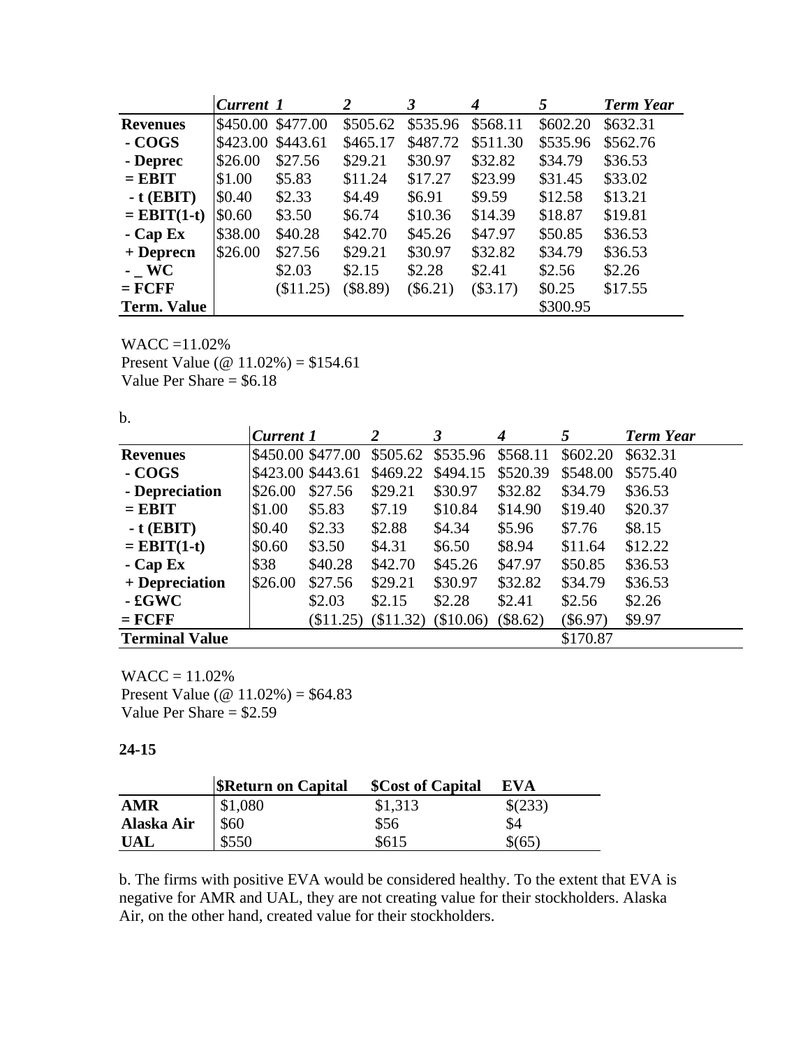| | *Current* | *1* | *2* | *3* | *4* | *5* | *Term Year* |
|---|---|---|---|---|---|---|---|
| **Revenues** | $450.00 | $477.00 | $505.62 | $535.96 | $568.11 | $602.20 | $632.31 |
| **- COGS** | $423.00 | $443.61 | $465.17 | $487.72 | $511.30 | $535.96 | $562.76 |
| **- Deprec** | $26.00 | $27.56 | $29.21 | $30.97 | $32.82 | $34.79 | $36.53 |
| **= EBIT** | $1.00 | $5.83 | $11.24 | $17.27 | $23.99 | $31.45 | $33.02 |
| **- t (EBIT)** | $0.40 | $2.33 | $4.49 | $6.91 | $9.59 | $12.58 | $13.21 |
| **= EBIT(1-t)** | $0.60 | $3.50 | $6.74 | $10.36 | $14.39 | $18.87 | $19.81 |
| **- Cap Ex** | $38.00 | $40.28 | $42.70 | $45.26 | $47.97 | $50.85 | $36.53 |
| **+ Deprecn** | $26.00 | $27.56 | $29.21 | $30.97 | $32.82 | $34.79 | $36.53 |
| **- _ WC** | | $2.03 | $2.15 | $2.28 | $2.41 | $2.56 | $2.26 |
| **= FCFF** | | ($11.25) | ($8.89) | ($6.21) | ($3.17) | $0.25 | $17.55 |
| **Term. Value** | | | | | | $300.95 | |

WACC =11.02%
Present Value (@ 11.02%) = $154.61
Value Per Share = $6.18

b.

| | *Current* | *1* | *2* | *3* | *4* | *5* | *Term Year* |
|---|---|---|---|---|---|---|---|
| **Revenues** | $450.00 | $477.00 | $505.62 | $535.96 | $568.11 | $602.20 | $632.31 |
| **- COGS** | $423.00 | $443.61 | $469.22 | $494.15 | $520.39 | $548.00 | $575.40 |
| **- Depreciation** | $26.00 | $27.56 | $29.21 | $30.97 | $32.82 | $34.79 | $36.53 |
| **= EBIT** | $1.00 | $5.83 | $7.19 | $10.84 | $14.90 | $19.40 | $20.37 |
| **- t (EBIT)** | $0.40 | $2.33 | $2.88 | $4.34 | $5.96 | $7.76 | $8.15 |
| **= EBIT(1-t)** | $0.60 | $3.50 | $4.31 | $6.50 | $8.94 | $11.64 | $12.22 |
| **- Cap Ex** | $38 | $40.28 | $42.70 | $45.26 | $47.97 | $50.85 | $36.53 |
| **+ Depreciation** | $26.00 | $27.56 | $29.21 | $30.97 | $32.82 | $34.79 | $36.53 |
| **- £GWC** | | $2.03 | $2.15 | $2.28 | $2.41 | $2.56 | $2.26 |
| **= FCFF** | | ($11.25) | ($11.32) | ($10.06) | ($8.62) | ($6.97) | $9.97 |
| **Terminal Value** | | | | | | $170.87 | |

WACC = 11.02%
Present Value (@ 11.02%) = $64.83
Value Per Share = $2.59

**24-15**

| | **$Return on Capital** | **$Cost of Capital** | **EVA** |
|---|---|---|---|
| **AMR** | $1,080 | $1,313 | $(233) |
| **Alaska Air** | $60 | $56 | $4 |
| **UAL** | $550 | $615 | $(65) |

b. The firms with positive EVA would be considered healthy. To the extent that EVA is negative for AMR and UAL, they are not creating value for their stockholders. Alaska Air, on the other hand, created value for their stockholders.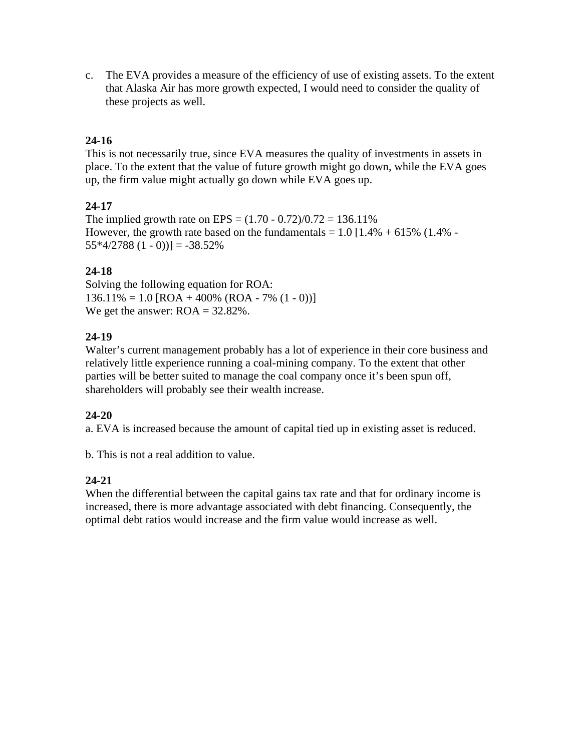c. The EVA provides a measure of the efficiency of use of existing assets. To the extent that Alaska Air has more growth expected, I would need to consider the quality of these projects as well.

**24-16**

This is not necessarily true, since EVA measures the quality of investments in assets in place. To the extent that the value of future growth might go down, while the EVA goes up, the firm value might actually go down while EVA goes up.

**24-17**

The implied growth rate on EPS = (1.70 - 0.72)/0.72 = 136.11%

However, the growth rate based on the fundamentals = 1.0 [1.4% + 615% (1.4% - 55*4/2788 (1 - 0))] = -38.52%

**24-18**

Solving the following equation for ROA:

136.11% = 1.0 [ROA + 400% (ROA - 7% (1 - 0))]

We get the answer: ROA = 32.82%.

**24-19**

Walter's current management probably has a lot of experience in their core business and relatively little experience running a coal-mining company. To the extent that other parties will be better suited to manage the coal company once it's been spun off, shareholders will probably see their wealth increase.

**24-20**

a. EVA is increased because the amount of capital tied up in existing asset is reduced.

b. This is not a real addition to value.

**24-21**

When the differential between the capital gains tax rate and that for ordinary income is increased, there is more advantage associated with debt financing. Consequently, the optimal debt ratios would increase and the firm value would increase as well.